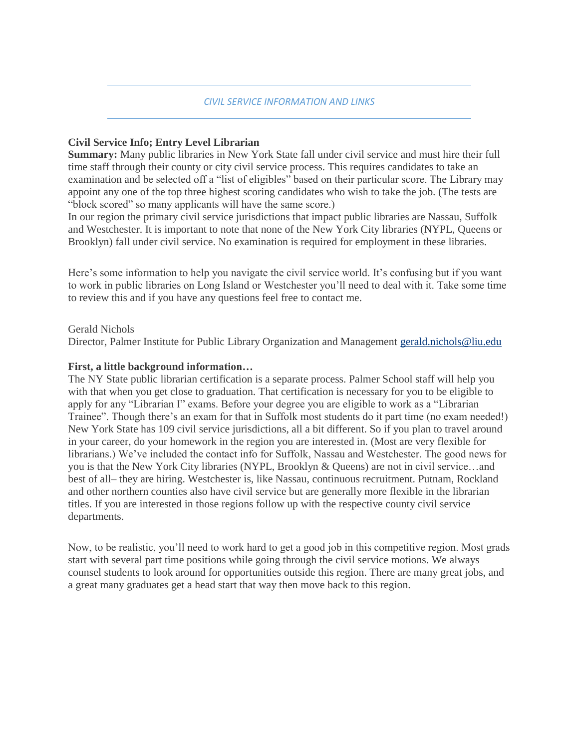*CIVIL SERVICE INFORMATION AND LINKS*

---

**Civil Service Info; Entry Level Librarian**

**Summary:** Many public libraries in New York State fall under civil service and must hire their full time staff through their county or city civil service process. This requires candidates to take an examination and be selected off a "list of eligibles" based on their particular score. The Library may appoint any one of the top three highest scoring candidates who wish to take the job. (The tests are "block scored" so many applicants will have the same score.)

In our region the primary civil service jurisdictions that impact public libraries are Nassau, Suffolk and Westchester. It is important to note that none of the New York City libraries (NYPL, Queens or Brooklyn) fall under civil service. No examination is required for employment in these libraries.

Here's some information to help you navigate the civil service world. It's confusing but if you want to work in public libraries on Long Island or Westchester you'll need to deal with it. Take some time to review this and if you have any questions feel free to contact me.

Gerald Nichols
Director, Palmer Institute for Public Library Organization and Management gerald.nichols@liu.edu

**First, a little background information…**

The NY State public librarian certification is a separate process. Palmer School staff will help you with that when you get close to graduation. That certification is necessary for you to be eligible to apply for any "Librarian I" exams. Before your degree you are eligible to work as a "Librarian Trainee". Though there's an exam for that in Suffolk most students do it part time (no exam needed!) New York State has 109 civil service jurisdictions, all a bit different. So if you plan to travel around in your career, do your homework in the region you are interested in. (Most are very flexible for librarians.) We've included the contact info for Suffolk, Nassau and Westchester. The good news for you is that the New York City libraries (NYPL, Brooklyn & Queens) are not in civil service…and best of all– they are hiring. Westchester is, like Nassau, continuous recruitment. Putnam, Rockland and other northern counties also have civil service but are generally more flexible in the librarian titles. If you are interested in those regions follow up with the respective county civil service departments.

Now, to be realistic, you'll need to work hard to get a good job in this competitive region. Most grads start with several part time positions while going through the civil service motions. We always counsel students to look around for opportunities outside this region. There are many great jobs, and a great many graduates get a head start that way then move back to this region.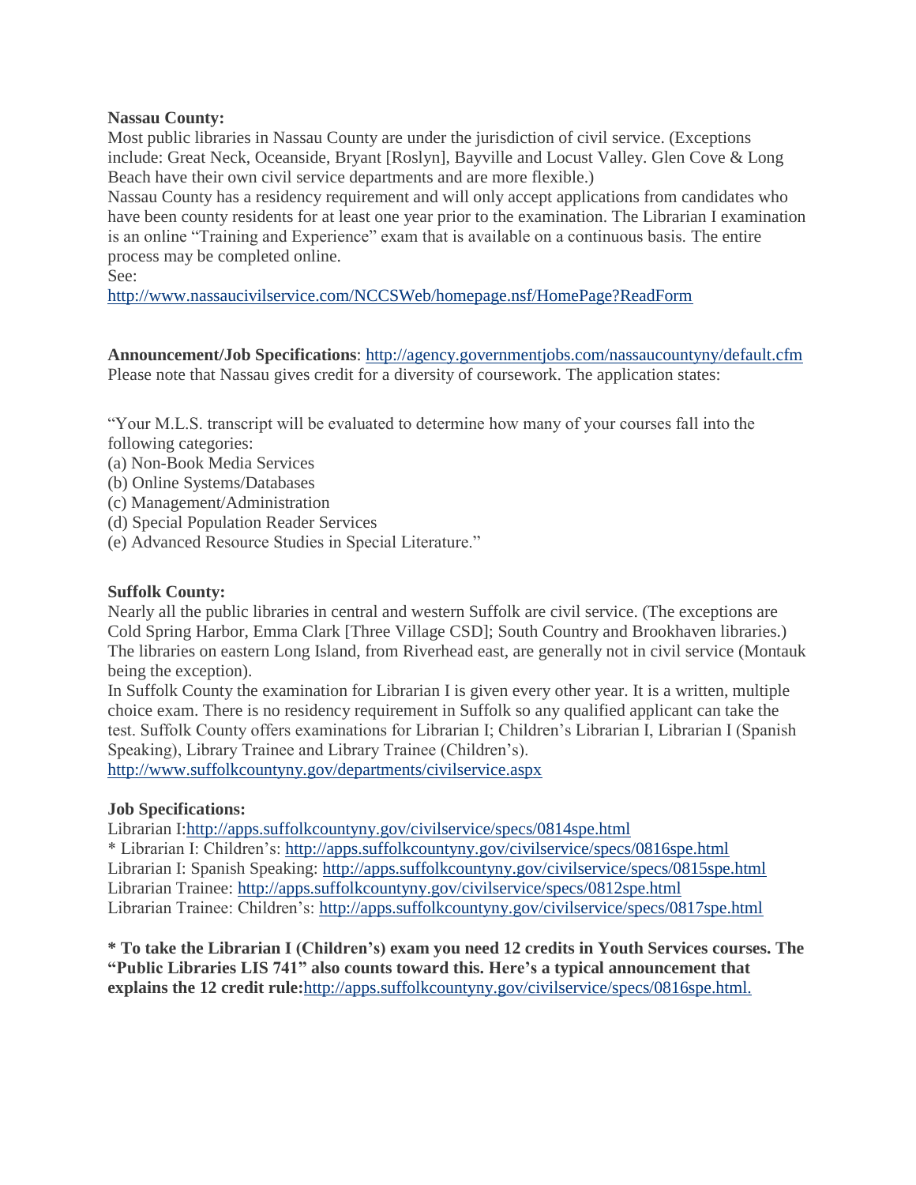**Nassau County:**

Most public libraries in Nassau County are under the jurisdiction of civil service. (Exceptions include: Great Neck, Oceanside, Bryant [Roslyn], Bayville and Locust Valley. Glen Cove & Long Beach have their own civil service departments and are more flexible.)

Nassau County has a residency requirement and will only accept applications from candidates who have been county residents for at least one year prior to the examination. The Librarian I examination is an online "Training and Experience" exam that is available on a continuous basis. The entire process may be completed online.

See:

http://www.nassaucivilservice.com/NCCSWeb/homepage.nsf/HomePage?ReadForm

**Announcement/Job Specifications**: http://agency.governmentjobs.com/nassaucountyny/default.cfm

Please note that Nassau gives credit for a diversity of coursework. The application states:

"Your M.L.S. transcript will be evaluated to determine how many of your courses fall into the following categories:

(a) Non-Book Media Services
(b) Online Systems/Databases
(c) Management/Administration
(d) Special Population Reader Services
(e) Advanced Resource Studies in Special Literature."

**Suffolk County:**

Nearly all the public libraries in central and western Suffolk are civil service. (The exceptions are Cold Spring Harbor, Emma Clark [Three Village CSD]; South Country and Brookhaven libraries.) The libraries on eastern Long Island, from Riverhead east, are generally not in civil service (Montauk being the exception).

In Suffolk County the examination for Librarian I is given every other year. It is a written, multiple choice exam. There is no residency requirement in Suffolk so any qualified applicant can take the test. Suffolk County offers examinations for Librarian I; Children's Librarian I, Librarian I (Spanish Speaking), Library Trainee and Library Trainee (Children's).

http://www.suffolkcountyny.gov/departments/civilservice.aspx

**Job Specifications:**

Librarian I:http://apps.suffolkcountyny.gov/civilservice/specs/0814spe.html
* Librarian I: Children's: http://apps.suffolkcountyny.gov/civilservice/specs/0816spe.html
Librarian I: Spanish Speaking: http://apps.suffolkcountyny.gov/civilservice/specs/0815spe.html
Librarian Trainee: http://apps.suffolkcountyny.gov/civilservice/specs/0812spe.html
Librarian Trainee: Children's: http://apps.suffolkcountyny.gov/civilservice/specs/0817spe.html

**\* To take the Librarian I (Children's) exam you need 12 credits in Youth Services courses. The "Public Libraries LIS 741" also counts toward this. Here's a typical announcement that explains the 12 credit rule:**http://apps.suffolkcountyny.gov/civilservice/specs/0816spe.html.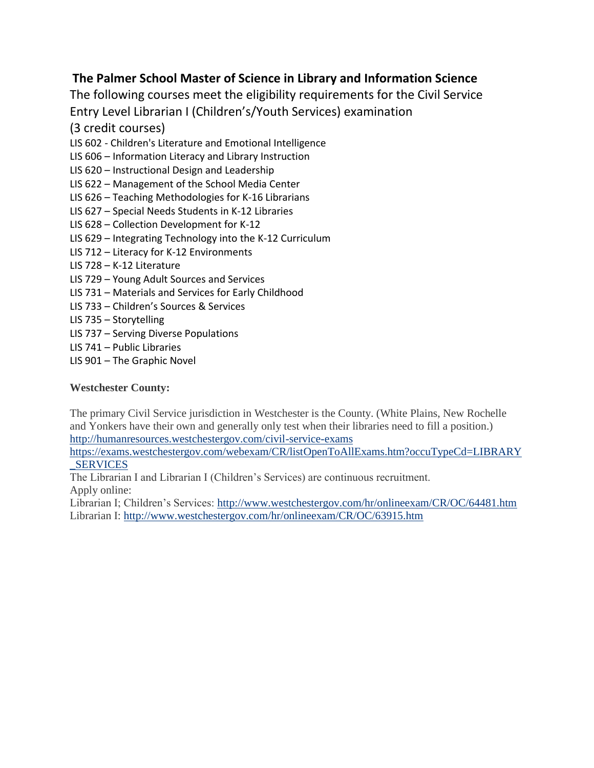## The Palmer School Master of Science in Library and Information Science

The following courses meet the eligibility requirements for the Civil Service Entry Level Librarian I (Children's/Youth Services) examination

(3 credit courses)

LIS 602 - Children's Literature and Emotional Intelligence
LIS 606 – Information Literacy and Library Instruction
LIS 620 – Instructional Design and Leadership
LIS 622 – Management of the School Media Center
LIS 626 – Teaching Methodologies for K-16 Librarians
LIS 627 – Special Needs Students in K-12 Libraries
LIS 628 – Collection Development for K-12
LIS 629 – Integrating Technology into the K-12 Curriculum
LIS 712 – Literacy for K-12 Environments
LIS 728 – K-12 Literature
LIS 729 – Young Adult Sources and Services
LIS 731 – Materials and Services for Early Childhood
LIS 733 – Children's Sources & Services
LIS 735 – Storytelling
LIS 737 – Serving Diverse Populations
LIS 741 – Public Libraries
LIS 901 – The Graphic Novel

**Westchester County:**

The primary Civil Service jurisdiction in Westchester is the County. (White Plains, New Rochelle and Yonkers have their own and generally only test when their libraries need to fill a position.)
http://humanresources.westchestergov.com/civil-service-exams
https://exams.westchestergov.com/webexam/CR/listOpenToAllExams.htm?occuTypeCd=LIBRARY_SERVICES
The Librarian I and Librarian I (Children's Services) are continuous recruitment.
Apply online:
Librarian I; Children's Services: http://www.westchestergov.com/hr/onlineexam/CR/OC/64481.htm
Librarian I: http://www.westchestergov.com/hr/onlineexam/CR/OC/63915.htm